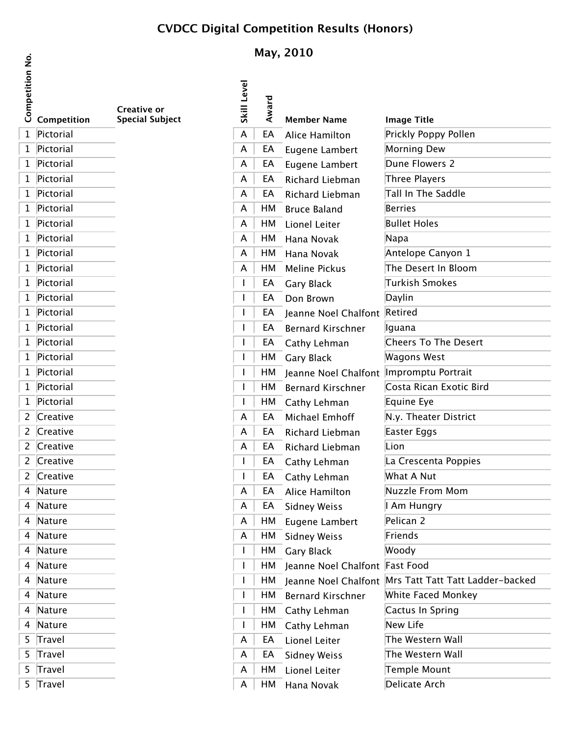# CVDCC Digital Competition Results (Honors)

## May, 2010

| Competition No. | Competition | Creative or Special Subject | Skill Level | Award | Member Name | Image Title |
|---|---|---|---|---|---|---|
| 1 | Pictorial | | A | EA | Alice Hamilton | Prickly Poppy Pollen |
| 1 | Pictorial | | A | EA | Eugene Lambert | Morning Dew |
| 1 | Pictorial | | A | EA | Eugene Lambert | Dune Flowers 2 |
| 1 | Pictorial | | A | EA | Richard Liebman | Three Players |
| 1 | Pictorial | | A | EA | Richard Liebman | Tall In The Saddle |
| 1 | Pictorial | | A | HM | Bruce Baland | Berries |
| 1 | Pictorial | | A | HM | Lionel Leiter | Bullet Holes |
| 1 | Pictorial | | A | HM | Hana Novak | Napa |
| 1 | Pictorial | | A | HM | Hana Novak | Antelope Canyon 1 |
| 1 | Pictorial | | A | HM | Meline Pickus | The Desert In Bloom |
| 1 | Pictorial | | I | EA | Gary Black | Turkish Smokes |
| 1 | Pictorial | | I | EA | Don Brown | Daylin |
| 1 | Pictorial | | I | EA | Jeanne Noel Chalfont | Retired |
| 1 | Pictorial | | I | EA | Bernard Kirschner | Iguana |
| 1 | Pictorial | | I | EA | Cathy Lehman | Cheers To The Desert |
| 1 | Pictorial | | I | HM | Gary Black | Wagons West |
| 1 | Pictorial | | I | HM | Jeanne Noel Chalfont | Impromptu Portrait |
| 1 | Pictorial | | I | HM | Bernard Kirschner | Costa Rican Exotic Bird |
| 1 | Pictorial | | I | HM | Cathy Lehman | Equine Eye |
| 2 | Creative | | A | EA | Michael Emhoff | N.y. Theater District |
| 2 | Creative | | A | EA | Richard Liebman | Easter Eggs |
| 2 | Creative | | A | EA | Richard Liebman | Lion |
| 2 | Creative | | I | EA | Cathy Lehman | La Crescenta Poppies |
| 2 | Creative | | I | EA | Cathy Lehman | What A Nut |
| 4 | Nature | | A | EA | Alice Hamilton | Nuzzle From Mom |
| 4 | Nature | | A | EA | Sidney Weiss | I Am Hungry |
| 4 | Nature | | A | HM | Eugene Lambert | Pelican 2 |
| 4 | Nature | | A | HM | Sidney Weiss | Friends |
| 4 | Nature | | I | HM | Gary Black | Woody |
| 4 | Nature | | I | HM | Jeanne Noel Chalfont | Fast Food |
| 4 | Nature | | I | HM | Jeanne Noel Chalfont | Mrs Tatt Tatt Tatt Ladder-backed |
| 4 | Nature | | I | HM | Bernard Kirschner | White Faced Monkey |
| 4 | Nature | | I | HM | Cathy Lehman | Cactus In Spring |
| 4 | Nature | | I | HM | Cathy Lehman | New Life |
| 5 | Travel | | A | EA | Lionel Leiter | The Western Wall |
| 5 | Travel | | A | EA | Sidney Weiss | The Western Wall |
| 5 | Travel | | A | HM | Lionel Leiter | Temple Mount |
| 5 | Travel | | A | HM | Hana Novak | Delicate Arch |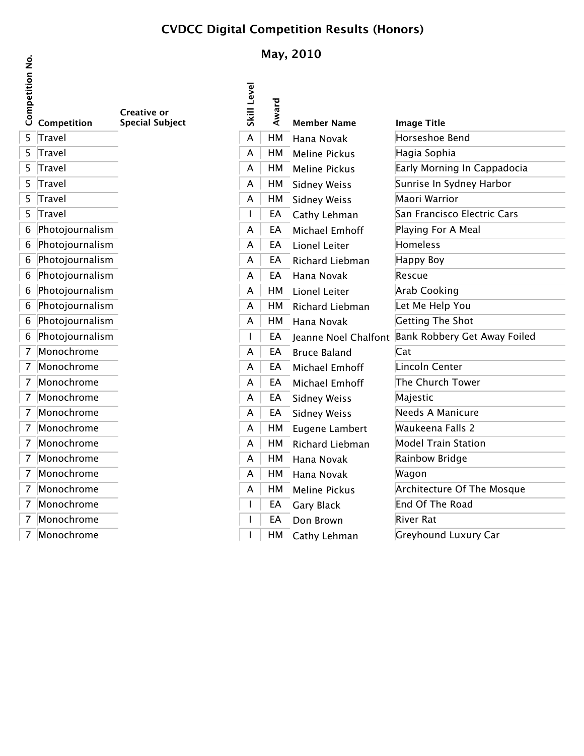# CVDCC Digital Competition Results (Honors)

## May, 2010

| Competition No. | Competition | Creative or Special Subject | Skill Level | Award | Member Name | Image Title |
|---|---|---|---|---|---|---|
| 5 | Travel | | A | HM | Hana Novak | Horseshoe Bend |
| 5 | Travel | | A | HM | Meline Pickus | Hagia Sophia |
| 5 | Travel | | A | HM | Meline Pickus | Early Morning In Cappadocia |
| 5 | Travel | | A | HM | Sidney Weiss | Sunrise In Sydney Harbor |
| 5 | Travel | | A | HM | Sidney Weiss | Maori Warrior |
| 5 | Travel | | I | EA | Cathy Lehman | San Francisco Electric Cars |
| 6 | Photojournalism | | A | EA | Michael Emhoff | Playing For A Meal |
| 6 | Photojournalism | | A | EA | Lionel Leiter | Homeless |
| 6 | Photojournalism | | A | EA | Richard Liebman | Happy Boy |
| 6 | Photojournalism | | A | EA | Hana Novak | Rescue |
| 6 | Photojournalism | | A | HM | Lionel Leiter | Arab Cooking |
| 6 | Photojournalism | | A | HM | Richard Liebman | Let Me Help You |
| 6 | Photojournalism | | A | HM | Hana Novak | Getting The Shot |
| 6 | Photojournalism | | I | EA | Jeanne Noel Chalfont | Bank Robbery Get Away Foiled |
| 7 | Monochrome | | A | EA | Bruce Baland | Cat |
| 7 | Monochrome | | A | EA | Michael Emhoff | Lincoln Center |
| 7 | Monochrome | | A | EA | Michael Emhoff | The Church Tower |
| 7 | Monochrome | | A | EA | Sidney Weiss | Majestic |
| 7 | Monochrome | | A | EA | Sidney Weiss | Needs A Manicure |
| 7 | Monochrome | | A | HM | Eugene Lambert | Waukeena Falls 2 |
| 7 | Monochrome | | A | HM | Richard Liebman | Model Train Station |
| 7 | Monochrome | | A | HM | Hana Novak | Rainbow Bridge |
| 7 | Monochrome | | A | HM | Hana Novak | Wagon |
| 7 | Monochrome | | A | HM | Meline Pickus | Architecture Of The Mosque |
| 7 | Monochrome | | I | EA | Gary Black | End Of The Road |
| 7 | Monochrome | | I | EA | Don Brown | River Rat |
| 7 | Monochrome | | I | HM | Cathy Lehman | Greyhound Luxury Car |